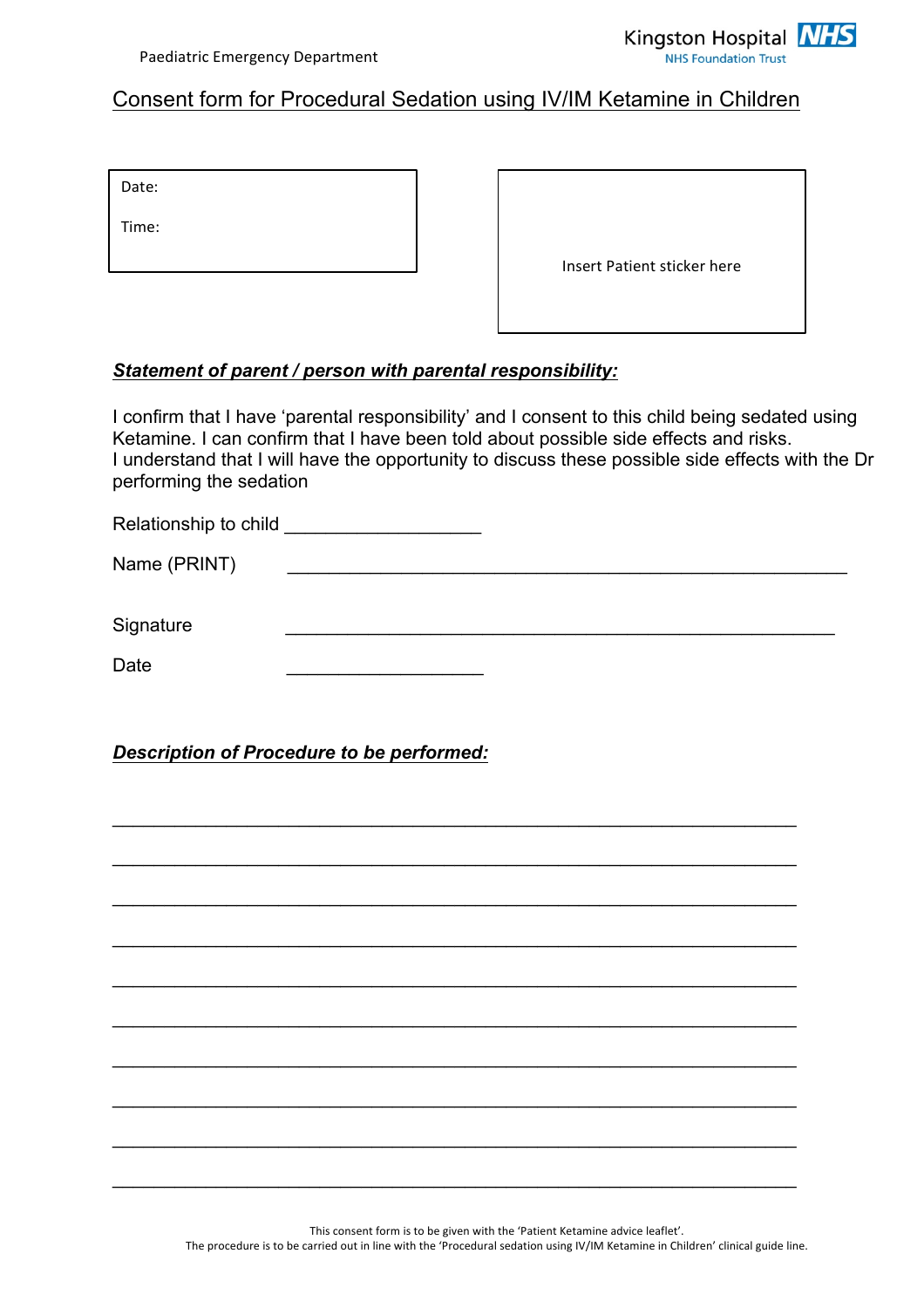Paediatric Emergency Department

Kingston Hospital NHS
NHS Foundation Trust

# Consent form for Procedural Sedation using IV/IM Ketamine in Children

Date:

Time:

Insert Patient sticker here

***Statement of parent / person with parental responsibility:***

I confirm that I have 'parental responsibility' and I consent to this child being sedated using Ketamine. I can confirm that I have been told about possible side effects and risks.
I understand that I will have the opportunity to discuss these possible side effects with the Dr performing the sedation

Relationship to child ___________________

Name (PRINT) ______________________________________________________

Signature ______________________________________________________

Date ___________________

***Description of Procedure to be performed:***

_________________________________________________________________

_________________________________________________________________

_________________________________________________________________

_________________________________________________________________

_________________________________________________________________

_________________________________________________________________

_________________________________________________________________

_________________________________________________________________

_________________________________________________________________

_________________________________________________________________

This consent form is to be given with the 'Patient Ketamine advice leaflet'.
The procedure is to be carried out in line with the 'Procedural sedation using IV/IM Ketamine in Children' clinical guide line.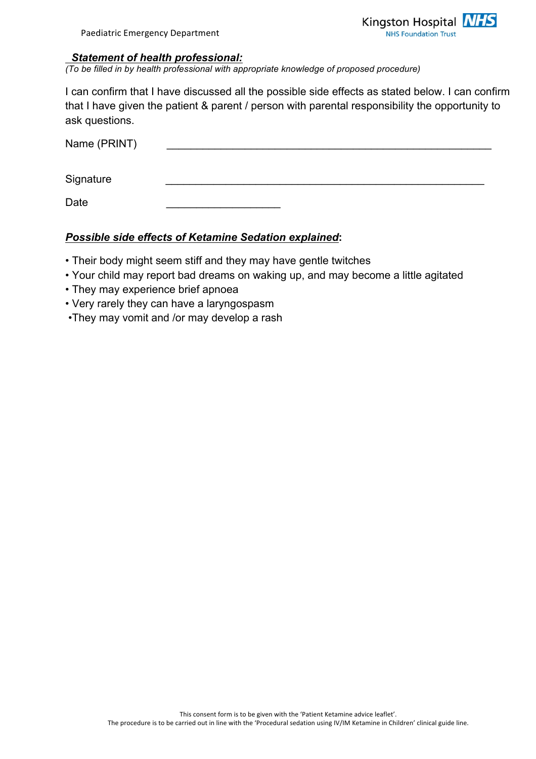## ***Statement of health professional:***

*(To be filled in by health professional with appropriate knowledge of proposed procedure)*

I can confirm that I have discussed all the possible side effects as stated below. I can confirm that I have given the patient & parent / person with parental responsibility the opportunity to ask questions.

Name (PRINT) ________________________________________________________

Signature ________________________________________________________

Date ____________________

***Possible side effects of Ketamine Sedation explained*:**

- Their body might seem stiff and they may have gentle twitches
- Your child may report bad dreams on waking up, and may become a little agitated
- They may experience brief apnoea
- Very rarely they can have a laryngospasm
- They may vomit and /or may develop a rash

This consent form is to be given with the 'Patient Ketamine advice leaflet'.
The procedure is to be carried out in line with the 'Procedural sedation using IV/IM Ketamine in Children' clinical guide line.